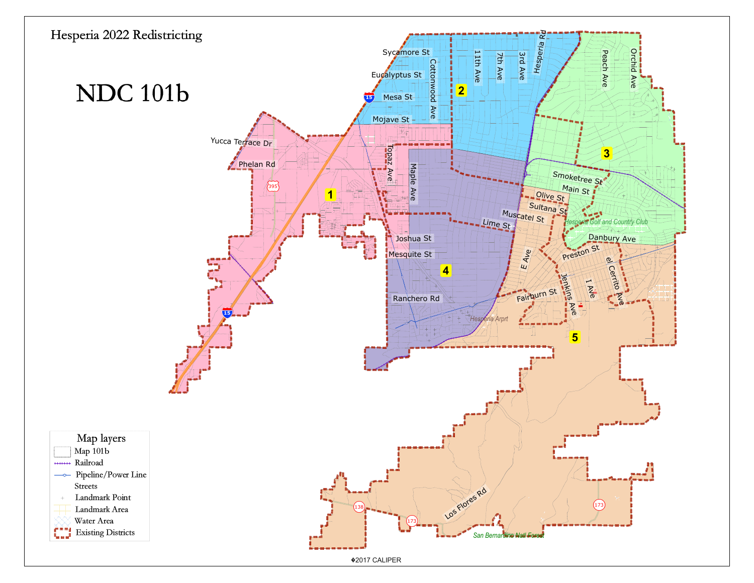# Hesperia 2022 Redistricting

## NDC 101b

1

2

3

4

5

Sycamore St

Eucalyptus St

Mesa St

Mojave St

Cottonwood Ave

11th Ave

7th Ave

3rd Ave

Hesperia Rd

Peach Ave

Orchid Ave

Yucca Terrace Dr

Phelan Rd

Topaz Ave

Maple Ave

Smoketree St

Main St

Olive St

Sultana St

Muscatel St

Lime St

Hesperia Golf and Country Club

Danbury Ave

Joshua St

Mesquite St

E Ave

Preston St

el Cerrito Ave

Jenkins Ave

I Ave

Fairburn St

Ranchero Rd

Hesperia Arpt

Los Flores Rd

San Bernardino Nat'l Forest

395

15

15

138

173

173

### Map layers

- Map 101b
- Railroad
- Pipeline/Power Line
- Streets
- Landmark Point
- Landmark Area
- Water Area
- Existing Districts

�2017 CALIPER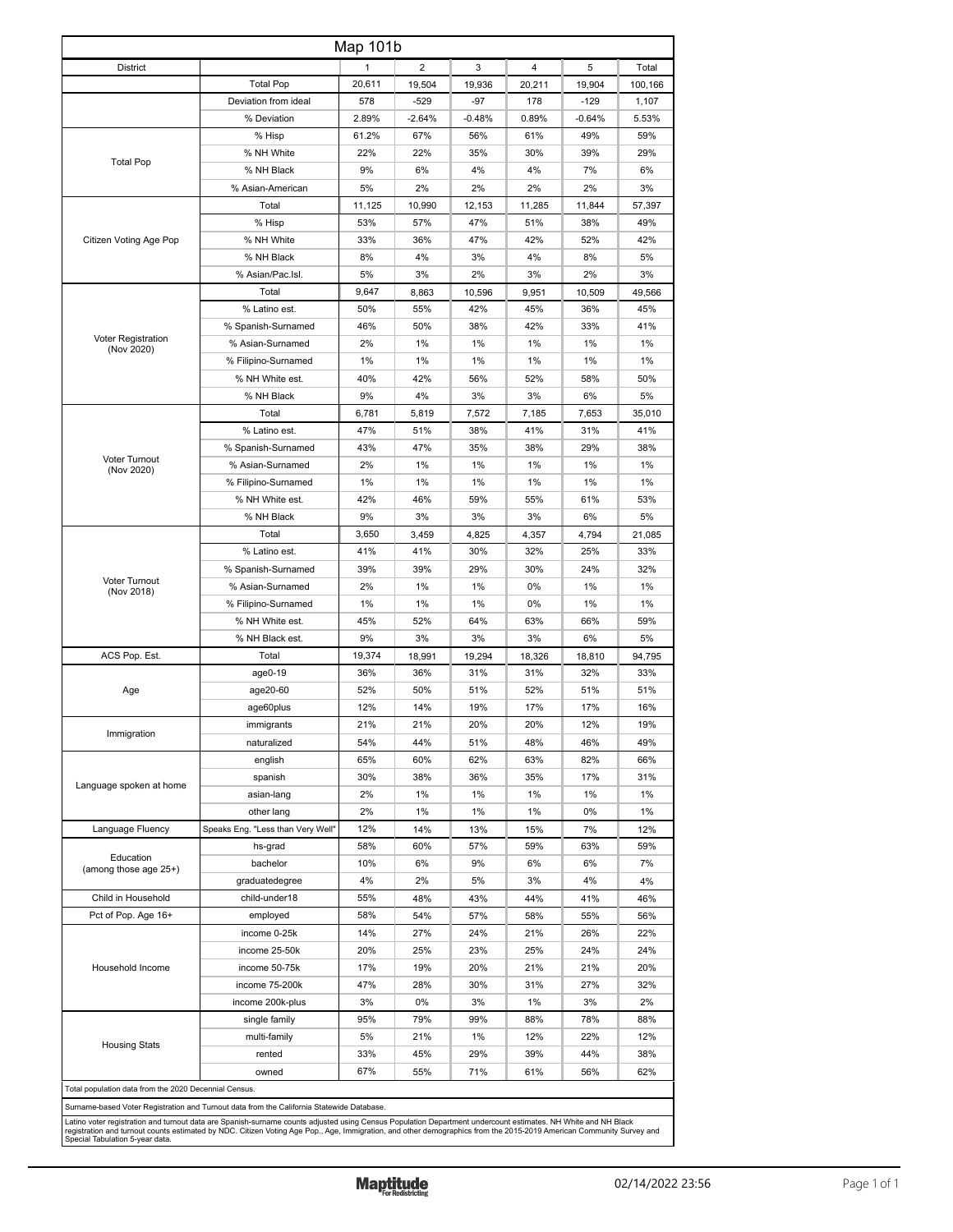# Map 101b

| District | | 1 | 2 | 3 | 4 | 5 | Total |
|---|---|---|---|---|---|---|---|
| | Total Pop | 20,611 | 19,504 | 19,936 | 20,211 | 19,904 | 100,166 |
| | Deviation from ideal | 578 | -529 | -97 | 178 | -129 | 1,107 |
| | % Deviation | 2.89% | -2.64% | -0.48% | 0.89% | -0.64% | 5.53% |
| Total Pop | % Hisp | 61.2% | 67% | 56% | 61% | 49% | 59% |
| | % NH White | 22% | 22% | 35% | 30% | 39% | 29% |
| | % NH Black | 9% | 6% | 4% | 4% | 7% | 6% |
| | % Asian-American | 5% | 2% | 2% | 2% | 2% | 3% |
| Citizen Voting Age Pop | Total | 11,125 | 10,990 | 12,153 | 11,285 | 11,844 | 57,397 |
| | % Hisp | 53% | 57% | 47% | 51% | 38% | 49% |
| | % NH White | 33% | 36% | 47% | 42% | 52% | 42% |
| | % NH Black | 8% | 4% | 3% | 4% | 8% | 5% |
| | % Asian/Pac.Isl. | 5% | 3% | 2% | 3% | 2% | 3% |
| Voter Registration (Nov 2020) | Total | 9,647 | 8,863 | 10,596 | 9,951 | 10,509 | 49,566 |
| | % Latino est. | 50% | 55% | 42% | 45% | 36% | 45% |
| | % Spanish-Surnamed | 46% | 50% | 38% | 42% | 33% | 41% |
| | % Asian-Surnamed | 2% | 1% | 1% | 1% | 1% | 1% |
| | % Filipino-Surnamed | 1% | 1% | 1% | 1% | 1% | 1% |
| | % NH White est. | 40% | 42% | 56% | 52% | 58% | 50% |
| | % NH Black | 9% | 4% | 3% | 3% | 6% | 5% |
| Voter Turnout (Nov 2020) | Total | 6,781 | 5,819 | 7,572 | 7,185 | 7,653 | 35,010 |
| | % Latino est. | 47% | 51% | 38% | 41% | 31% | 41% |
| | % Spanish-Surnamed | 43% | 47% | 35% | 38% | 29% | 38% |
| | % Asian-Surnamed | 2% | 1% | 1% | 1% | 1% | 1% |
| | % Filipino-Surnamed | 1% | 1% | 1% | 1% | 1% | 1% |
| | % NH White est. | 42% | 46% | 59% | 55% | 61% | 53% |
| | % NH Black | 9% | 3% | 3% | 3% | 6% | 5% |
| Voter Turnout (Nov 2018) | Total | 3,650 | 3,459 | 4,825 | 4,357 | 4,794 | 21,085 |
| | % Latino est. | 41% | 41% | 30% | 32% | 25% | 33% |
| | % Spanish-Surnamed | 39% | 39% | 29% | 30% | 24% | 32% |
| | % Asian-Surnamed | 2% | 1% | 1% | 0% | 1% | 1% |
| | % Filipino-Surnamed | 1% | 1% | 1% | 0% | 1% | 1% |
| | % NH White est. | 45% | 52% | 64% | 63% | 66% | 59% |
| | % NH Black est. | 9% | 3% | 3% | 3% | 6% | 5% |
| ACS Pop. Est. | Total | 19,374 | 18,991 | 19,294 | 18,326 | 18,810 | 94,795 |
| Age | age0-19 | 36% | 36% | 31% | 31% | 32% | 33% |
| | age20-60 | 52% | 50% | 51% | 52% | 51% | 51% |
| | age60plus | 12% | 14% | 19% | 17% | 17% | 16% |
| Immigration | immigrants | 21% | 21% | 20% | 20% | 12% | 19% |
| | naturalized | 54% | 44% | 51% | 48% | 46% | 49% |
| Language spoken at home | english | 65% | 60% | 62% | 63% | 82% | 66% |
| | spanish | 30% | 38% | 36% | 35% | 17% | 31% |
| | asian-lang | 2% | 1% | 1% | 1% | 1% | 1% |
| | other lang | 2% | 1% | 1% | 1% | 0% | 1% |
| Language Fluency | Speaks Eng. "Less than Very Well" | 12% | 14% | 13% | 15% | 7% | 12% |
| Education (among those age 25+) | hs-grad | 58% | 60% | 57% | 59% | 63% | 59% |
| | bachelor | 10% | 6% | 9% | 6% | 6% | 7% |
| | graduatedegree | 4% | 2% | 5% | 3% | 4% | 4% |
| Child in Household | child-under18 | 55% | 48% | 43% | 44% | 41% | 46% |
| Pct of Pop. Age 16+ | employed | 58% | 54% | 57% | 58% | 55% | 56% |
| Household Income | income 0-25k | 14% | 27% | 24% | 21% | 26% | 22% |
| | income 25-50k | 20% | 25% | 23% | 25% | 24% | 24% |
| | income 50-75k | 17% | 19% | 20% | 21% | 21% | 20% |
| | income 75-200k | 47% | 28% | 30% | 31% | 27% | 32% |
| | income 200k-plus | 3% | 0% | 3% | 1% | 3% | 2% |
| Housing Stats | single family | 95% | 79% | 99% | 88% | 78% | 88% |
| | multi-family | 5% | 21% | 1% | 12% | 22% | 12% |
| | rented | 33% | 45% | 29% | 39% | 44% | 38% |
| | owned | 67% | 55% | 71% | 61% | 56% | 62% |

Total population data from the 2020 Decennial Census.

Surname-based Voter Registration and Turnout data from the California Statewide Database.

Latino voter registration and turnout data are Spanish-surname counts adjusted using Census Population Department undercount estimates. NH White and NH Black registration and turnout counts estimated by NDC. Citizen Voting Age Pop., Age, Immigration, and other demographics from the 2015-2019 American Community Survey and Special Tabulation 5-year data.

Maptitude For Redistricting 02/14/2022 23:56